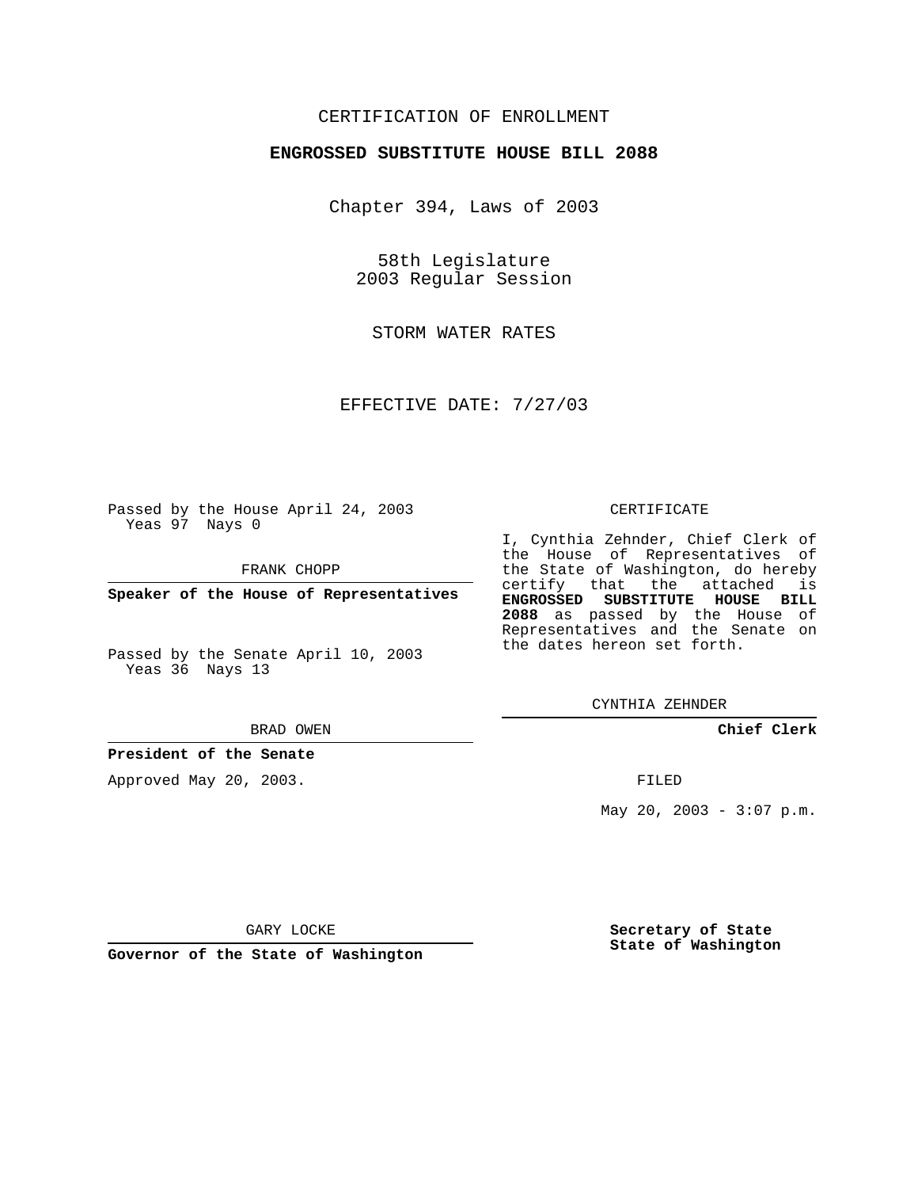CERTIFICATION OF ENROLLMENT

**ENGROSSED SUBSTITUTE HOUSE BILL 2088**

Chapter 394, Laws of 2003

58th Legislature
2003 Regular Session

STORM WATER RATES

EFFECTIVE DATE: 7/27/03

Passed by the House April 24, 2003
Yeas 97 Nays 0

FRANK CHOPP

**Speaker of the House of Representatives**

Passed by the Senate April 10, 2003
Yeas 36 Nays 13

BRAD OWEN

**President of the Senate**

Approved May 20, 2003.

GARY LOCKE

**Governor of the State of Washington**

CERTIFICATE

I, Cynthia Zehnder, Chief Clerk of the House of Representatives of the State of Washington, do hereby certify that the attached is **ENGROSSED SUBSTITUTE HOUSE BILL 2088** as passed by the House of Representatives and the Senate on the dates hereon set forth.

CYNTHIA ZEHNDER

**Chief Clerk**

FILED

May 20, 2003 - 3:07 p.m.

**Secretary of State**
**State of Washington**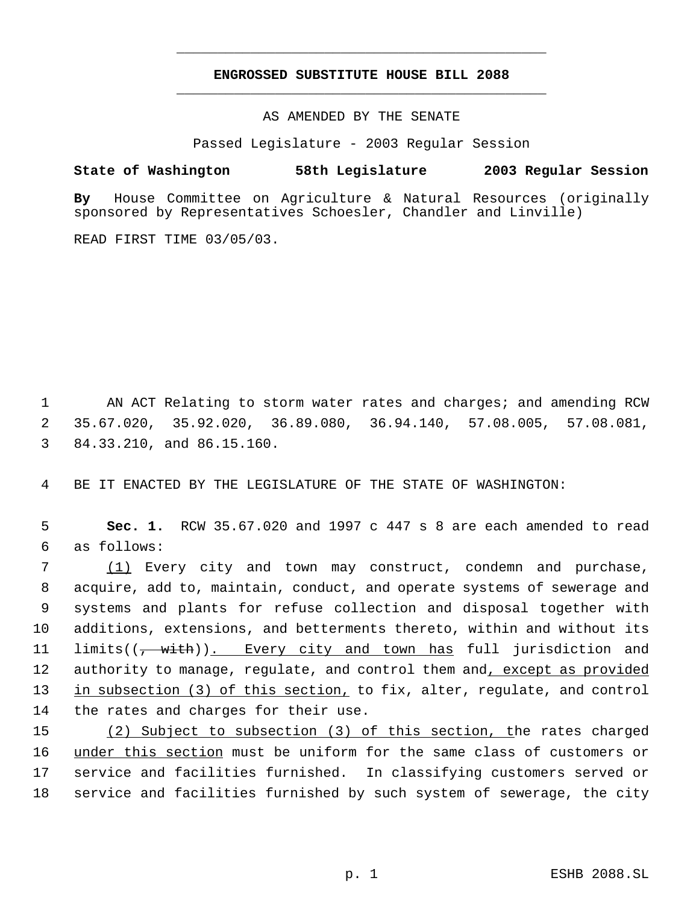# ENGROSSED SUBSTITUTE HOUSE BILL 2088

AS AMENDED BY THE SENATE

Passed Legislature - 2003 Regular Session

**State of Washington 58th Legislature 2003 Regular Session**

**By** House Committee on Agriculture & Natural Resources (originally sponsored by Representatives Schoesler, Chandler and Linville)

READ FIRST TIME 03/05/03.

AN ACT Relating to storm water rates and charges; and amending RCW 35.67.020, 35.92.020, 36.89.080, 36.94.140, 57.08.005, 57.08.081, 84.33.210, and 86.15.160.

BE IT ENACTED BY THE LEGISLATURE OF THE STATE OF WASHINGTON:

**Sec. 1.** RCW 35.67.020 and 1997 c 447 s 8 are each amended to read as follows:

(1) Every city and town may construct, condemn and purchase, acquire, add to, maintain, conduct, and operate systems of sewerage and systems and plants for refuse collection and disposal together with additions, extensions, and betterments thereto, within and without its limits((~~, with~~)). Every city and town has full jurisdiction and authority to manage, regulate, and control them and, except as provided in subsection (3) of this section, to fix, alter, regulate, and control the rates and charges for their use.

(2) Subject to subsection (3) of this section, the rates charged under this section must be uniform for the same class of customers or service and facilities furnished. In classifying customers served or service and facilities furnished by such system of sewerage, the city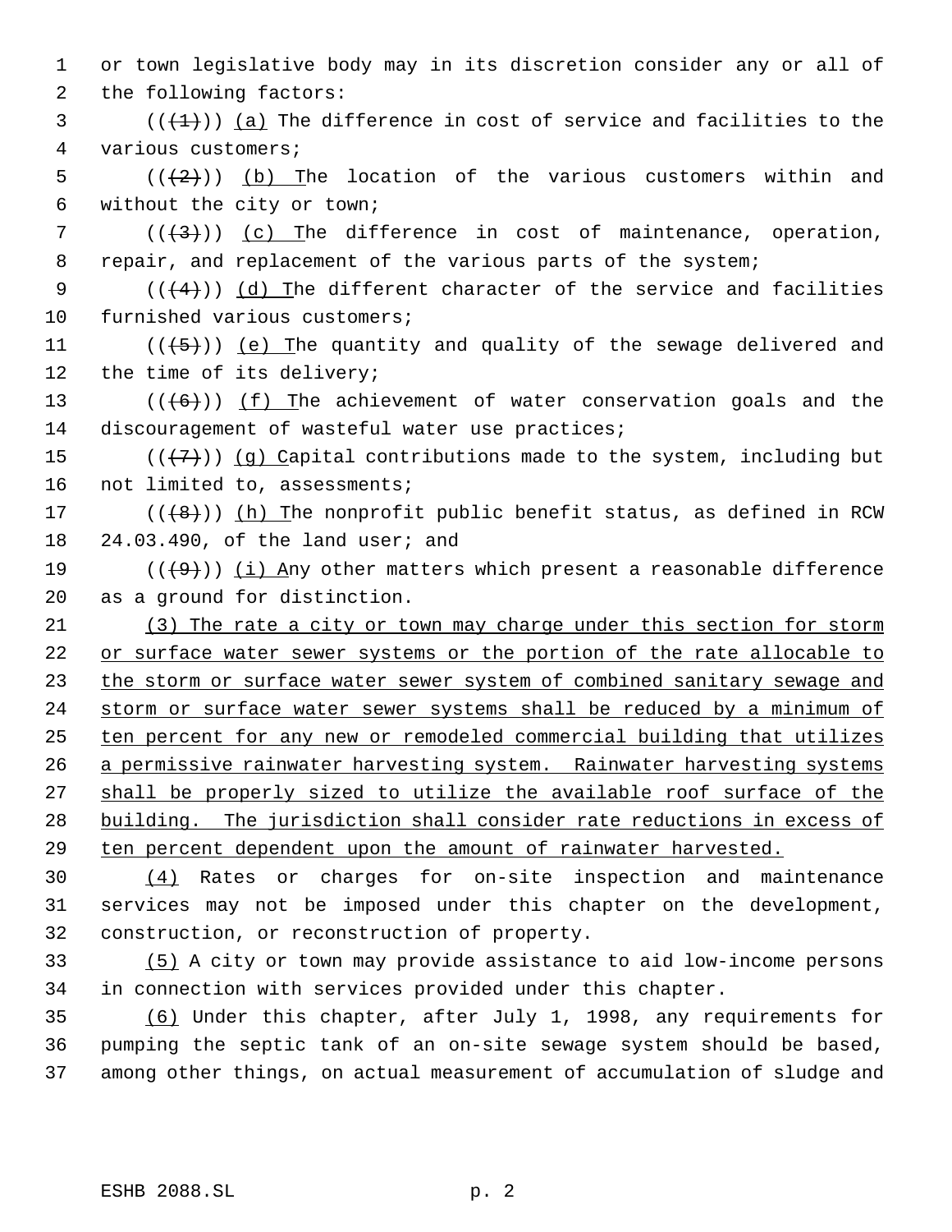or town legislative body may in its discretion consider any or all of the following factors:

((~~(1)~~)) <u>(a)</u> The difference in cost of service and facilities to the various customers;

((~~(2)~~)) <u>(b) T</u>he location of the various customers within and without the city or town;

((~~(3)~~)) <u>(c) T</u>he difference in cost of maintenance, operation, repair, and replacement of the various parts of the system;

((~~(4)~~)) <u>(d) T</u>he different character of the service and facilities furnished various customers;

((~~(5)~~)) <u>(e) T</u>he quantity and quality of the sewage delivered and the time of its delivery;

((~~(6)~~)) <u>(f) T</u>he achievement of water conservation goals and the discouragement of wasteful water use practices;

((~~(7)~~)) <u>(g) C</u>apital contributions made to the system, including but not limited to, assessments;

((~~(8)~~)) <u>(h) T</u>he nonprofit public benefit status, as defined in RCW 24.03.490, of the land user; and

((~~(9)~~)) <u>(i) A</u>ny other matters which present a reasonable difference as a ground for distinction.

<u>(3) The rate a city or town may charge under this section for storm or surface water sewer systems or the portion of the rate allocable to the storm or surface water sewer system of combined sanitary sewage and storm or surface water sewer systems shall be reduced by a minimum of ten percent for any new or remodeled commercial building that utilizes a permissive rainwater harvesting system. Rainwater harvesting systems shall be properly sized to utilize the available roof surface of the building. The jurisdiction shall consider rate reductions in excess of ten percent dependent upon the amount of rainwater harvested.</u>

<u>(4)</u> Rates or charges for on-site inspection and maintenance services may not be imposed under this chapter on the development, construction, or reconstruction of property.

<u>(5)</u> A city or town may provide assistance to aid low-income persons in connection with services provided under this chapter.

<u>(6)</u> Under this chapter, after July 1, 1998, any requirements for pumping the septic tank of an on-site sewage system should be based, among other things, on actual measurement of accumulation of sludge and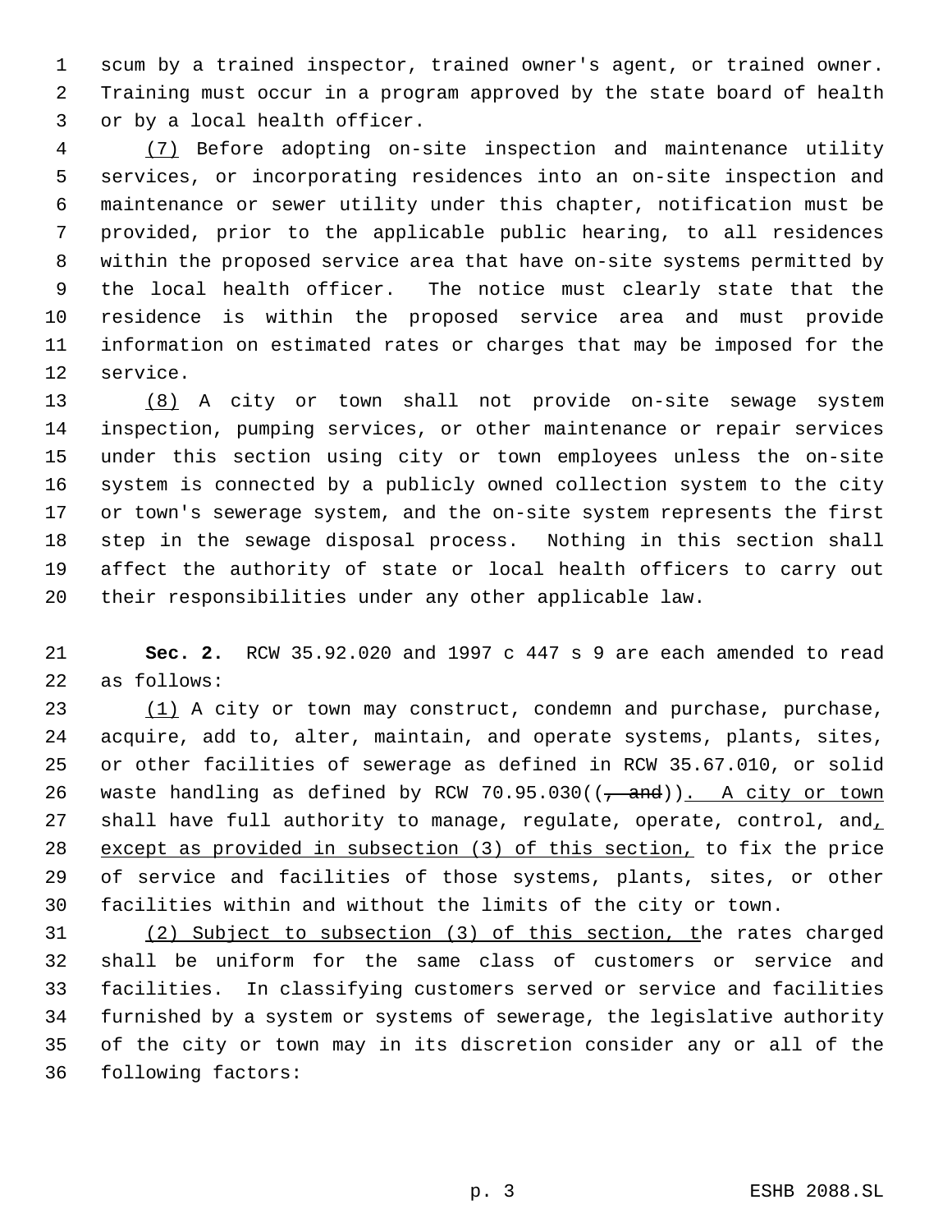scum by a trained inspector, trained owner's agent, or trained owner. Training must occur in a program approved by the state board of health or by a local health officer.

(7) Before adopting on-site inspection and maintenance utility services, or incorporating residences into an on-site inspection and maintenance or sewer utility under this chapter, notification must be provided, prior to the applicable public hearing, to all residences within the proposed service area that have on-site systems permitted by the local health officer. The notice must clearly state that the residence is within the proposed service area and must provide information on estimated rates or charges that may be imposed for the service.

(8) A city or town shall not provide on-site sewage system inspection, pumping services, or other maintenance or repair services under this section using city or town employees unless the on-site system is connected by a publicly owned collection system to the city or town's sewerage system, and the on-site system represents the first step in the sewage disposal process. Nothing in this section shall affect the authority of state or local health officers to carry out their responsibilities under any other applicable law.

**Sec. 2.** RCW 35.92.020 and 1997 c 447 s 9 are each amended to read as follows:

(1) A city or town may construct, condemn and purchase, purchase, acquire, add to, alter, maintain, and operate systems, plants, sites, or other facilities of sewerage as defined in RCW 35.67.010, or solid waste handling as defined by RCW 70.95.030((~~, and~~)). A city or town shall have full authority to manage, regulate, operate, control, and, except as provided in subsection (3) of this section, to fix the price of service and facilities of those systems, plants, sites, or other facilities within and without the limits of the city or town.

(2) Subject to subsection (3) of this section, the rates charged shall be uniform for the same class of customers or service and facilities. In classifying customers served or service and facilities furnished by a system or systems of sewerage, the legislative authority of the city or town may in its discretion consider any or all of the following factors: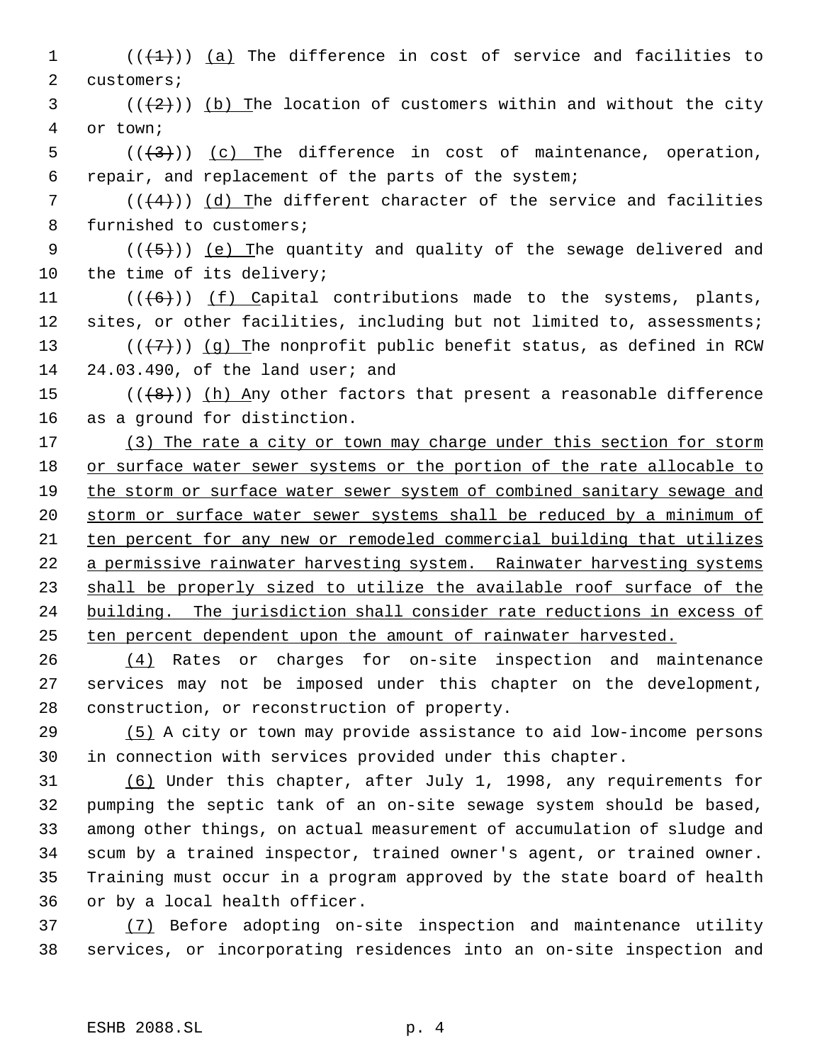((~~(1)~~)) <u>(a)</u> The difference in cost of service and facilities to customers;

((~~(2)~~)) <u>(b) T</u>he location of customers within and without the city or town;

((~~(3)~~)) <u>(c) T</u>he difference in cost of maintenance, operation, repair, and replacement of the parts of the system;

((~~(4)~~)) <u>(d) T</u>he different character of the service and facilities furnished to customers;

((~~(5)~~)) <u>(e) T</u>he quantity and quality of the sewage delivered and the time of its delivery;

((~~(6)~~)) <u>(f) C</u>apital contributions made to the systems, plants, sites, or other facilities, including but not limited to, assessments;

((~~(7)~~)) <u>(g) T</u>he nonprofit public benefit status, as defined in RCW 24.03.490, of the land user; and

((~~(8)~~)) <u>(h) A</u>ny other factors that present a reasonable difference as a ground for distinction.

<u>(3) The rate a city or town may charge under this section for storm or surface water sewer systems or the portion of the rate allocable to the storm or surface water sewer system of combined sanitary sewage and storm or surface water sewer systems shall be reduced by a minimum of ten percent for any new or remodeled commercial building that utilizes a permissive rainwater harvesting system. Rainwater harvesting systems shall be properly sized to utilize the available roof surface of the building. The jurisdiction shall consider rate reductions in excess of ten percent dependent upon the amount of rainwater harvested.</u>

<u>(4)</u> Rates or charges for on-site inspection and maintenance services may not be imposed under this chapter on the development, construction, or reconstruction of property.

<u>(5)</u> A city or town may provide assistance to aid low-income persons in connection with services provided under this chapter.

<u>(6)</u> Under this chapter, after July 1, 1998, any requirements for pumping the septic tank of an on-site sewage system should be based, among other things, on actual measurement of accumulation of sludge and scum by a trained inspector, trained owner's agent, or trained owner. Training must occur in a program approved by the state board of health or by a local health officer.

<u>(7)</u> Before adopting on-site inspection and maintenance utility services, or incorporating residences into an on-site inspection and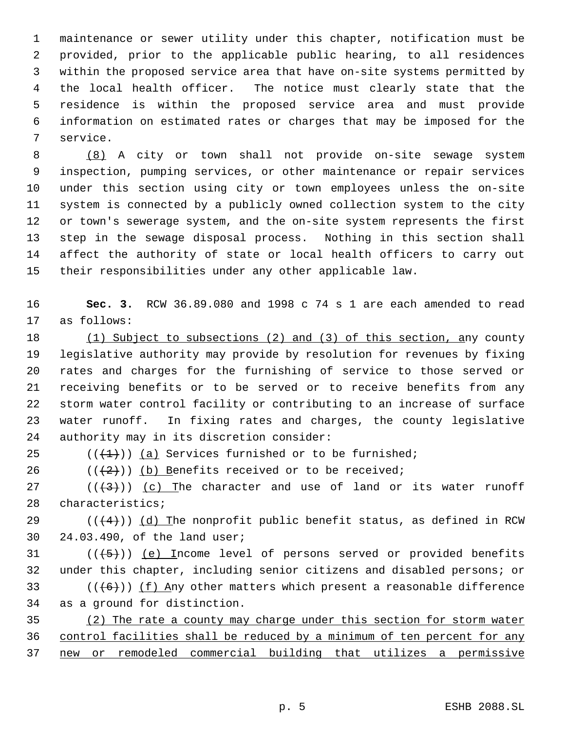maintenance or sewer utility under this chapter, notification must be provided, prior to the applicable public hearing, to all residences within the proposed service area that have on-site systems permitted by the local health officer. The notice must clearly state that the residence is within the proposed service area and must provide information on estimated rates or charges that may be imposed for the service.

(8) A city or town shall not provide on-site sewage system inspection, pumping services, or other maintenance or repair services under this section using city or town employees unless the on-site system is connected by a publicly owned collection system to the city or town's sewerage system, and the on-site system represents the first step in the sewage disposal process. Nothing in this section shall affect the authority of state or local health officers to carry out their responsibilities under any other applicable law.

**Sec. 3.** RCW 36.89.080 and 1998 c 74 s 1 are each amended to read as follows:

(1) Subject to subsections (2) and (3) of this section, any county legislative authority may provide by resolution for revenues by fixing rates and charges for the furnishing of service to those served or receiving benefits or to be served or to receive benefits from any storm water control facility or contributing to an increase of surface water runoff. In fixing rates and charges, the county legislative authority may in its discretion consider:

(((1))) (a) Services furnished or to be furnished;

(((2))) (b) Benefits received or to be received;

(((3))) (c) The character and use of land or its water runoff characteristics;

(((4))) (d) The nonprofit public benefit status, as defined in RCW 24.03.490, of the land user;

(((5))) (e) Income level of persons served or provided benefits under this chapter, including senior citizens and disabled persons; or

(((6))) (f) Any other matters which present a reasonable difference as a ground for distinction.

(2) The rate a county may charge under this section for storm water control facilities shall be reduced by a minimum of ten percent for any new or remodeled commercial building that utilizes a permissive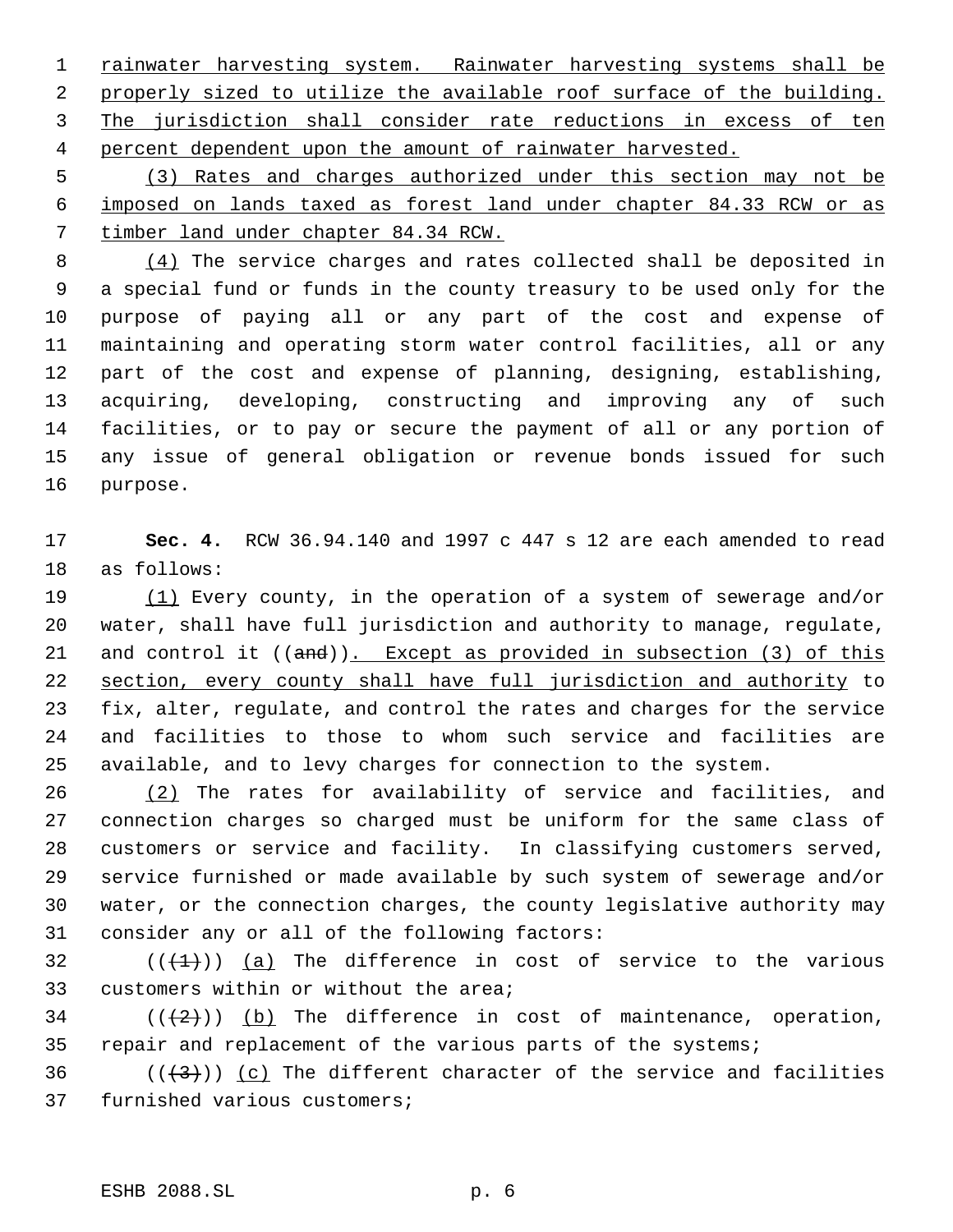rainwater harvesting system. Rainwater harvesting systems shall be properly sized to utilize the available roof surface of the building. The jurisdiction shall consider rate reductions in excess of ten percent dependent upon the amount of rainwater harvested.

(3) Rates and charges authorized under this section may not be imposed on lands taxed as forest land under chapter 84.33 RCW or as timber land under chapter 84.34 RCW.

(4) The service charges and rates collected shall be deposited in a special fund or funds in the county treasury to be used only for the purpose of paying all or any part of the cost and expense of maintaining and operating storm water control facilities, all or any part of the cost and expense of planning, designing, establishing, acquiring, developing, constructing and improving any of such facilities, or to pay or secure the payment of all or any portion of any issue of general obligation or revenue bonds issued for such purpose.

**Sec. 4.** RCW 36.94.140 and 1997 c 447 s 12 are each amended to read as follows:

(1) Every county, in the operation of a system of sewerage and/or water, shall have full jurisdiction and authority to manage, regulate, and control it ((and)). Except as provided in subsection (3) of this section, every county shall have full jurisdiction and authority to fix, alter, regulate, and control the rates and charges for the service and facilities to those to whom such service and facilities are available, and to levy charges for connection to the system.

(2) The rates for availability of service and facilities, and connection charges so charged must be uniform for the same class of customers or service and facility. In classifying customers served, service furnished or made available by such system of sewerage and/or water, or the connection charges, the county legislative authority may consider any or all of the following factors:

(((1))) (a) The difference in cost of service to the various customers within or without the area;

(((2))) (b) The difference in cost of maintenance, operation, repair and replacement of the various parts of the systems;

(((3))) (c) The different character of the service and facilities furnished various customers;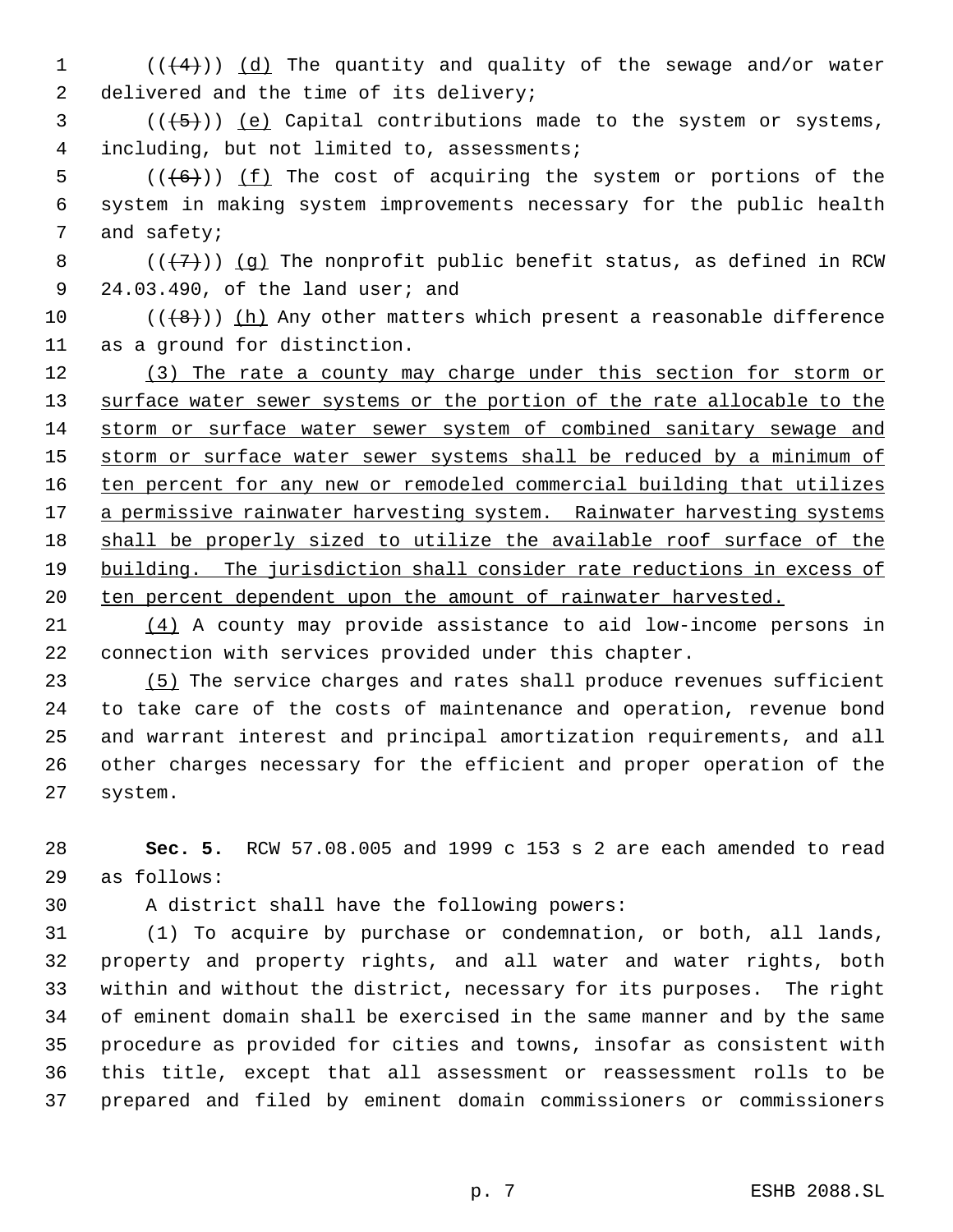(((4))) (d) The quantity and quality of the sewage and/or water delivered and the time of its delivery;

(((5))) (e) Capital contributions made to the system or systems, including, but not limited to, assessments;

(((6))) (f) The cost of acquiring the system or portions of the system in making system improvements necessary for the public health and safety;

(((7))) (g) The nonprofit public benefit status, as defined in RCW 24.03.490, of the land user; and

(((8))) (h) Any other matters which present a reasonable difference as a ground for distinction.

(3) The rate a county may charge under this section for storm or surface water sewer systems or the portion of the rate allocable to the storm or surface water sewer system of combined sanitary sewage and storm or surface water sewer systems shall be reduced by a minimum of ten percent for any new or remodeled commercial building that utilizes a permissive rainwater harvesting system. Rainwater harvesting systems shall be properly sized to utilize the available roof surface of the building. The jurisdiction shall consider rate reductions in excess of ten percent dependent upon the amount of rainwater harvested.

(4) A county may provide assistance to aid low-income persons in connection with services provided under this chapter.

(5) The service charges and rates shall produce revenues sufficient to take care of the costs of maintenance and operation, revenue bond and warrant interest and principal amortization requirements, and all other charges necessary for the efficient and proper operation of the system.

**Sec. 5.** RCW 57.08.005 and 1999 c 153 s 2 are each amended to read as follows:

A district shall have the following powers:

(1) To acquire by purchase or condemnation, or both, all lands, property and property rights, and all water and water rights, both within and without the district, necessary for its purposes. The right of eminent domain shall be exercised in the same manner and by the same procedure as provided for cities and towns, insofar as consistent with this title, except that all assessment or reassessment rolls to be prepared and filed by eminent domain commissioners or commissioners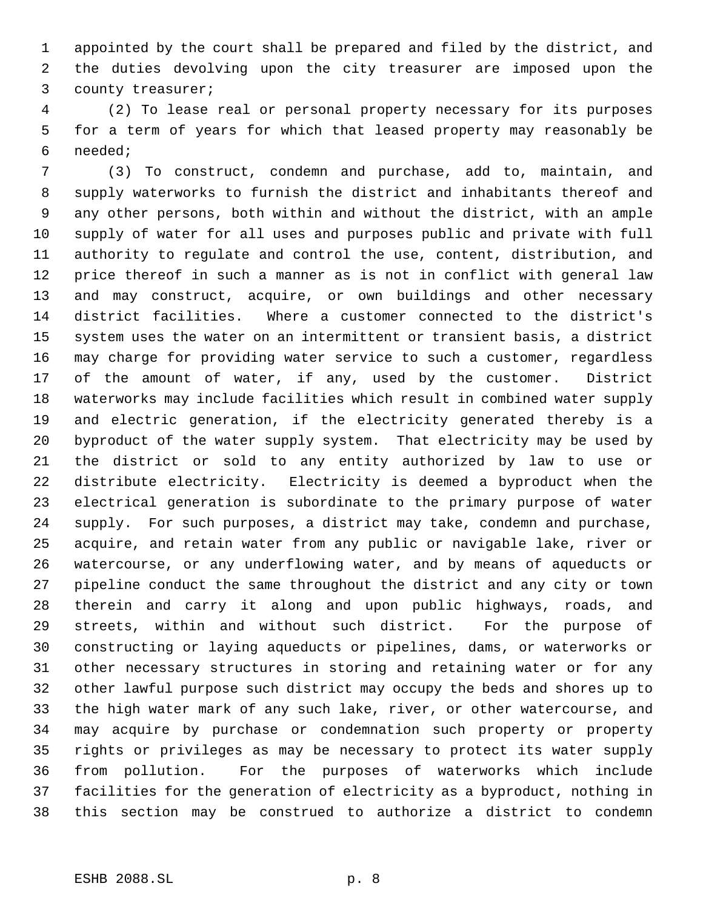appointed by the court shall be prepared and filed by the district, and the duties devolving upon the city treasurer are imposed upon the county treasurer;

(2) To lease real or personal property necessary for its purposes for a term of years for which that leased property may reasonably be needed;

(3) To construct, condemn and purchase, add to, maintain, and supply waterworks to furnish the district and inhabitants thereof and any other persons, both within and without the district, with an ample supply of water for all uses and purposes public and private with full authority to regulate and control the use, content, distribution, and price thereof in such a manner as is not in conflict with general law and may construct, acquire, or own buildings and other necessary district facilities. Where a customer connected to the district's system uses the water on an intermittent or transient basis, a district may charge for providing water service to such a customer, regardless of the amount of water, if any, used by the customer. District waterworks may include facilities which result in combined water supply and electric generation, if the electricity generated thereby is a byproduct of the water supply system. That electricity may be used by the district or sold to any entity authorized by law to use or distribute electricity. Electricity is deemed a byproduct when the electrical generation is subordinate to the primary purpose of water supply. For such purposes, a district may take, condemn and purchase, acquire, and retain water from any public or navigable lake, river or watercourse, or any underflowing water, and by means of aqueducts or pipeline conduct the same throughout the district and any city or town therein and carry it along and upon public highways, roads, and streets, within and without such district. For the purpose of constructing or laying aqueducts or pipelines, dams, or waterworks or other necessary structures in storing and retaining water or for any other lawful purpose such district may occupy the beds and shores up to the high water mark of any such lake, river, or other watercourse, and may acquire by purchase or condemnation such property or property rights or privileges as may be necessary to protect its water supply from pollution. For the purposes of waterworks which include facilities for the generation of electricity as a byproduct, nothing in this section may be construed to authorize a district to condemn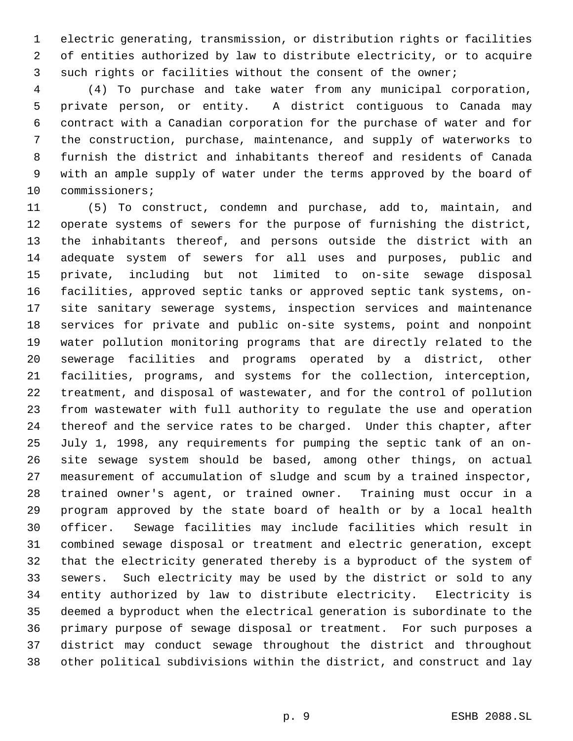electric generating, transmission, or distribution rights or facilities of entities authorized by law to distribute electricity, or to acquire such rights or facilities without the consent of the owner;

(4) To purchase and take water from any municipal corporation, private person, or entity. A district contiguous to Canada may contract with a Canadian corporation for the purchase of water and for the construction, purchase, maintenance, and supply of waterworks to furnish the district and inhabitants thereof and residents of Canada with an ample supply of water under the terms approved by the board of commissioners;

(5) To construct, condemn and purchase, add to, maintain, and operate systems of sewers for the purpose of furnishing the district, the inhabitants thereof, and persons outside the district with an adequate system of sewers for all uses and purposes, public and private, including but not limited to on-site sewage disposal facilities, approved septic tanks or approved septic tank systems, on-site sanitary sewerage systems, inspection services and maintenance services for private and public on-site systems, point and nonpoint water pollution monitoring programs that are directly related to the sewerage facilities and programs operated by a district, other facilities, programs, and systems for the collection, interception, treatment, and disposal of wastewater, and for the control of pollution from wastewater with full authority to regulate the use and operation thereof and the service rates to be charged. Under this chapter, after July 1, 1998, any requirements for pumping the septic tank of an on-site sewage system should be based, among other things, on actual measurement of accumulation of sludge and scum by a trained inspector, trained owner's agent, or trained owner. Training must occur in a program approved by the state board of health or by a local health officer. Sewage facilities may include facilities which result in combined sewage disposal or treatment and electric generation, except that the electricity generated thereby is a byproduct of the system of sewers. Such electricity may be used by the district or sold to any entity authorized by law to distribute electricity. Electricity is deemed a byproduct when the electrical generation is subordinate to the primary purpose of sewage disposal or treatment. For such purposes a district may conduct sewage throughout the district and throughout other political subdivisions within the district, and construct and lay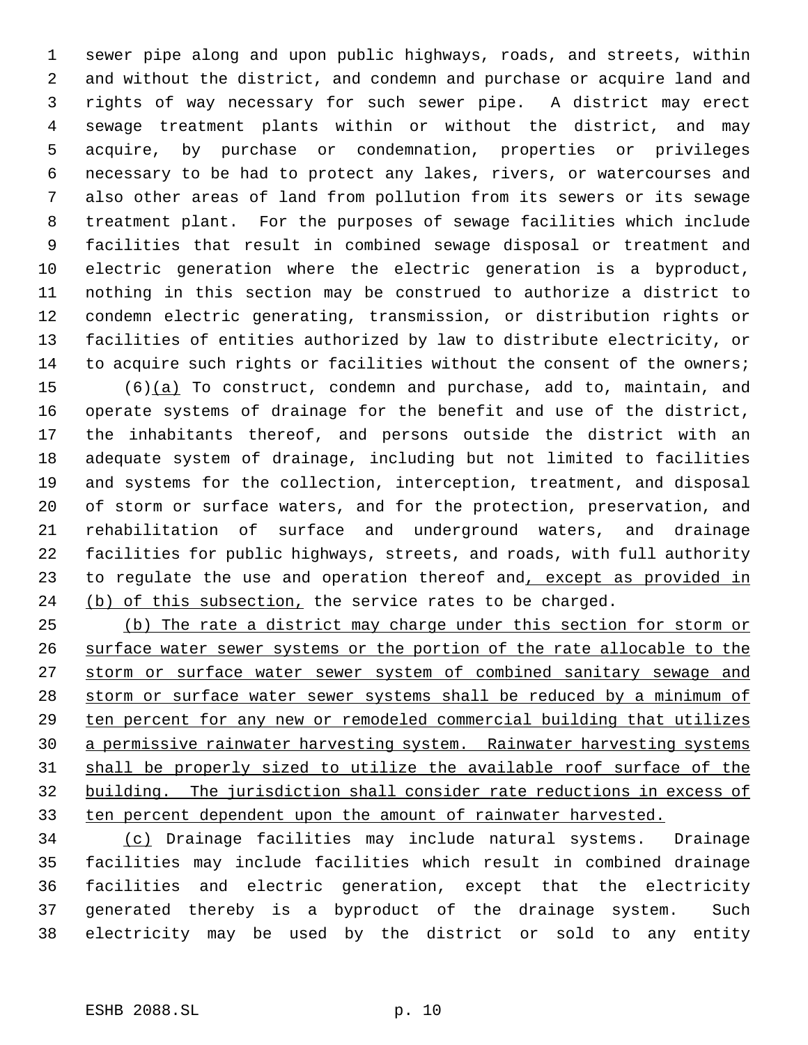sewer pipe along and upon public highways, roads, and streets, within and without the district, and condemn and purchase or acquire land and rights of way necessary for such sewer pipe. A district may erect sewage treatment plants within or without the district, and may acquire, by purchase or condemnation, properties or privileges necessary to be had to protect any lakes, rivers, or watercourses and also other areas of land from pollution from its sewers or its sewage treatment plant. For the purposes of sewage facilities which include facilities that result in combined sewage disposal or treatment and electric generation where the electric generation is a byproduct, nothing in this section may be construed to authorize a district to condemn electric generating, transmission, or distribution rights or facilities of entities authorized by law to distribute electricity, or to acquire such rights or facilities without the consent of the owners;

(6)<u>(a)</u> To construct, condemn and purchase, add to, maintain, and operate systems of drainage for the benefit and use of the district, the inhabitants thereof, and persons outside the district with an adequate system of drainage, including but not limited to facilities and systems for the collection, interception, treatment, and disposal of storm or surface waters, and for the protection, preservation, and rehabilitation of surface and underground waters, and drainage facilities for public highways, streets, and roads, with full authority to regulate the use and operation thereof and<u>, except as provided in (b) of this subsection,</u> the service rates to be charged.

<u>(b) The rate a district may charge under this section for storm or surface water sewer systems or the portion of the rate allocable to the storm or surface water sewer system of combined sanitary sewage and storm or surface water sewer systems shall be reduced by a minimum of ten percent for any new or remodeled commercial building that utilizes a permissive rainwater harvesting system. Rainwater harvesting systems shall be properly sized to utilize the available roof surface of the building. The jurisdiction shall consider rate reductions in excess of ten percent dependent upon the amount of rainwater harvested.</u>

<u>(c)</u> Drainage facilities may include natural systems. Drainage facilities may include facilities which result in combined drainage facilities and electric generation, except that the electricity generated thereby is a byproduct of the drainage system. Such electricity may be used by the district or sold to any entity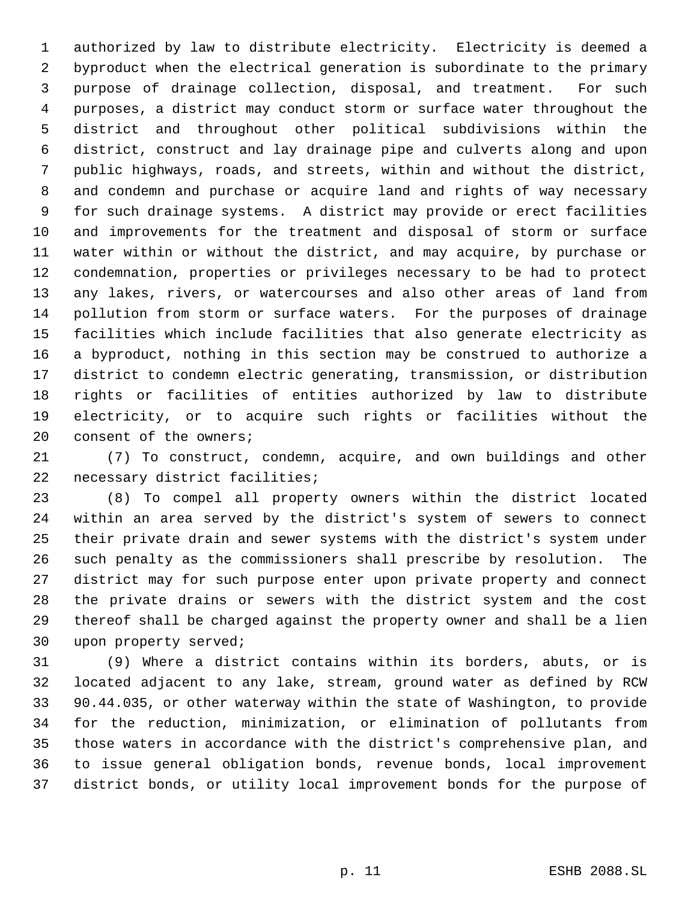authorized by law to distribute electricity. Electricity is deemed a byproduct when the electrical generation is subordinate to the primary purpose of drainage collection, disposal, and treatment. For such purposes, a district may conduct storm or surface water throughout the district and throughout other political subdivisions within the district, construct and lay drainage pipe and culverts along and upon public highways, roads, and streets, within and without the district, and condemn and purchase or acquire land and rights of way necessary for such drainage systems. A district may provide or erect facilities and improvements for the treatment and disposal of storm or surface water within or without the district, and may acquire, by purchase or condemnation, properties or privileges necessary to be had to protect any lakes, rivers, or watercourses and also other areas of land from pollution from storm or surface waters. For the purposes of drainage facilities which include facilities that also generate electricity as a byproduct, nothing in this section may be construed to authorize a district to condemn electric generating, transmission, or distribution rights or facilities of entities authorized by law to distribute electricity, or to acquire such rights or facilities without the consent of the owners;

(7) To construct, condemn, acquire, and own buildings and other necessary district facilities;

(8) To compel all property owners within the district located within an area served by the district's system of sewers to connect their private drain and sewer systems with the district's system under such penalty as the commissioners shall prescribe by resolution. The district may for such purpose enter upon private property and connect the private drains or sewers with the district system and the cost thereof shall be charged against the property owner and shall be a lien upon property served;

(9) Where a district contains within its borders, abuts, or is located adjacent to any lake, stream, ground water as defined by RCW 90.44.035, or other waterway within the state of Washington, to provide for the reduction, minimization, or elimination of pollutants from those waters in accordance with the district's comprehensive plan, and to issue general obligation bonds, revenue bonds, local improvement district bonds, or utility local improvement bonds for the purpose of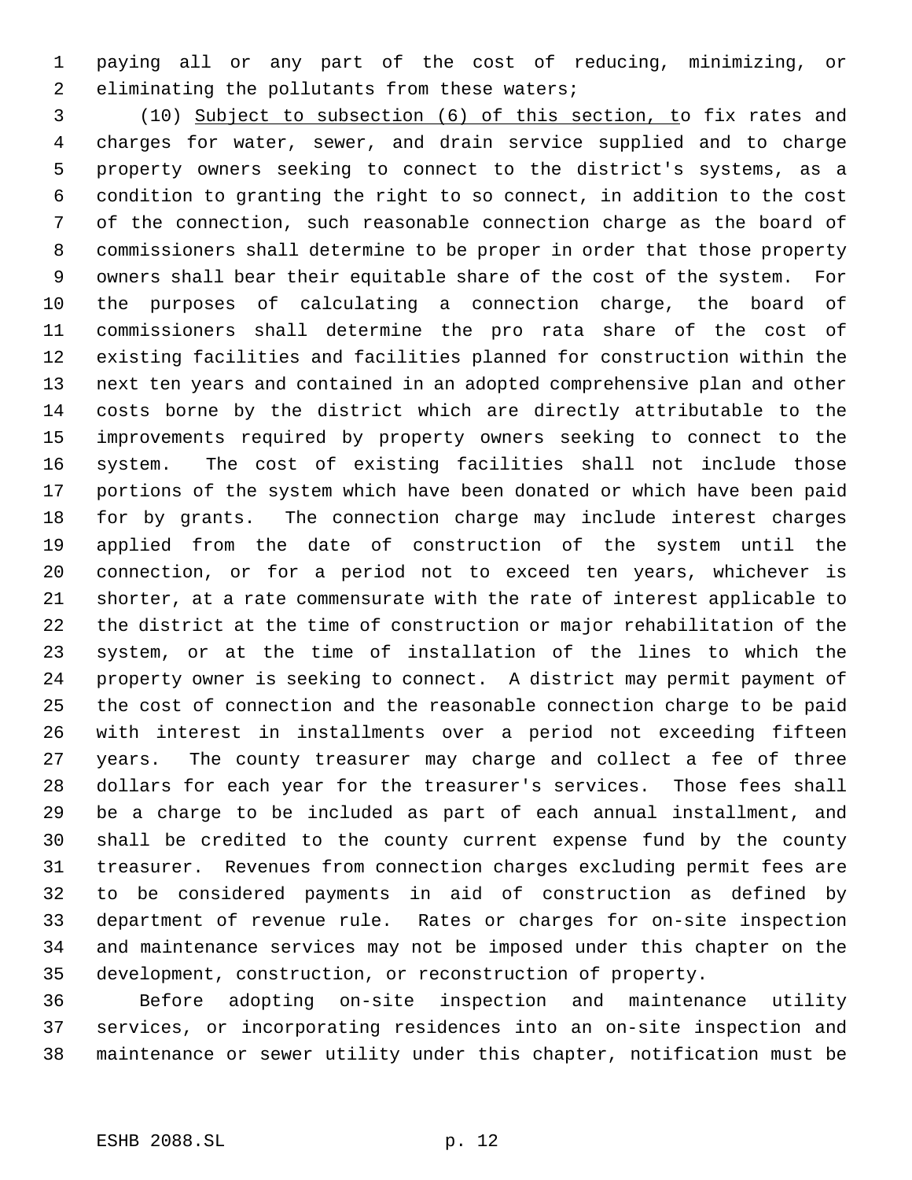paying all or any part of the cost of reducing, minimizing, or eliminating the pollutants from these waters;

(10) Subject to subsection (6) of this section, to fix rates and charges for water, sewer, and drain service supplied and to charge property owners seeking to connect to the district's systems, as a condition to granting the right to so connect, in addition to the cost of the connection, such reasonable connection charge as the board of commissioners shall determine to be proper in order that those property owners shall bear their equitable share of the cost of the system. For the purposes of calculating a connection charge, the board of commissioners shall determine the pro rata share of the cost of existing facilities and facilities planned for construction within the next ten years and contained in an adopted comprehensive plan and other costs borne by the district which are directly attributable to the improvements required by property owners seeking to connect to the system. The cost of existing facilities shall not include those portions of the system which have been donated or which have been paid for by grants. The connection charge may include interest charges applied from the date of construction of the system until the connection, or for a period not to exceed ten years, whichever is shorter, at a rate commensurate with the rate of interest applicable to the district at the time of construction or major rehabilitation of the system, or at the time of installation of the lines to which the property owner is seeking to connect. A district may permit payment of the cost of connection and the reasonable connection charge to be paid with interest in installments over a period not exceeding fifteen years. The county treasurer may charge and collect a fee of three dollars for each year for the treasurer's services. Those fees shall be a charge to be included as part of each annual installment, and shall be credited to the county current expense fund by the county treasurer. Revenues from connection charges excluding permit fees are to be considered payments in aid of construction as defined by department of revenue rule. Rates or charges for on-site inspection and maintenance services may not be imposed under this chapter on the development, construction, or reconstruction of property.

Before adopting on-site inspection and maintenance utility services, or incorporating residences into an on-site inspection and maintenance or sewer utility under this chapter, notification must be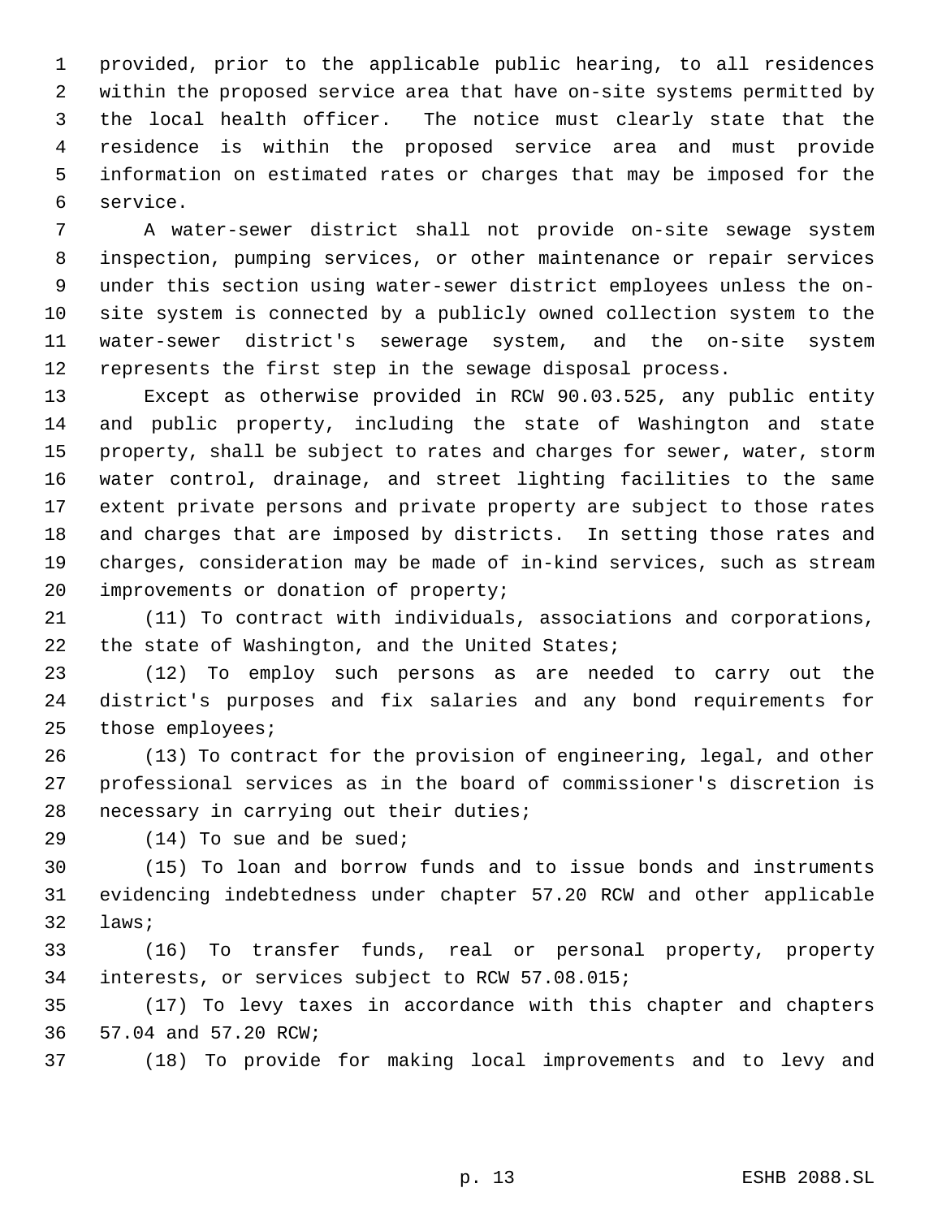provided, prior to the applicable public hearing, to all residences within the proposed service area that have on-site systems permitted by the local health officer. The notice must clearly state that the residence is within the proposed service area and must provide information on estimated rates or charges that may be imposed for the service.

A water-sewer district shall not provide on-site sewage system inspection, pumping services, or other maintenance or repair services under this section using water-sewer district employees unless the on-site system is connected by a publicly owned collection system to the water-sewer district's sewerage system, and the on-site system represents the first step in the sewage disposal process.

Except as otherwise provided in RCW 90.03.525, any public entity and public property, including the state of Washington and state property, shall be subject to rates and charges for sewer, water, storm water control, drainage, and street lighting facilities to the same extent private persons and private property are subject to those rates and charges that are imposed by districts. In setting those rates and charges, consideration may be made of in-kind services, such as stream improvements or donation of property;

(11) To contract with individuals, associations and corporations, the state of Washington, and the United States;

(12) To employ such persons as are needed to carry out the district's purposes and fix salaries and any bond requirements for those employees;

(13) To contract for the provision of engineering, legal, and other professional services as in the board of commissioner's discretion is necessary in carrying out their duties;

(14) To sue and be sued;

(15) To loan and borrow funds and to issue bonds and instruments evidencing indebtedness under chapter 57.20 RCW and other applicable laws;

(16) To transfer funds, real or personal property, property interests, or services subject to RCW 57.08.015;

(17) To levy taxes in accordance with this chapter and chapters 57.04 and 57.20 RCW;

(18) To provide for making local improvements and to levy and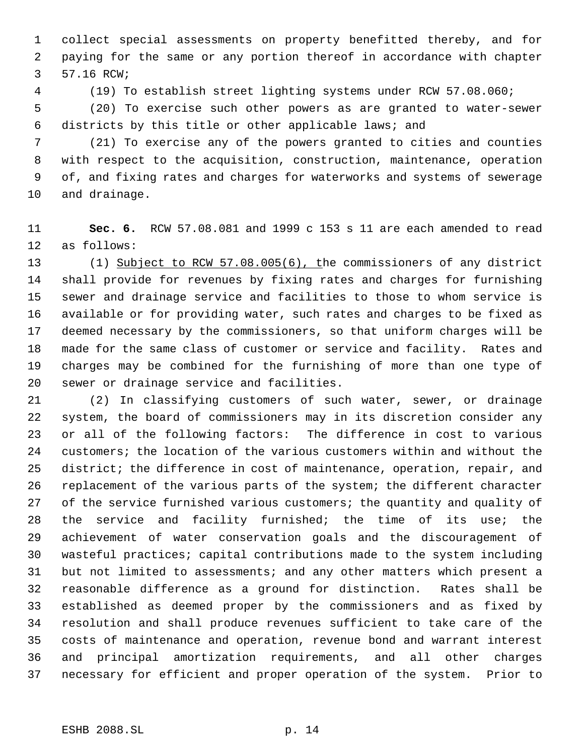collect special assessments on property benefitted thereby, and for paying for the same or any portion thereof in accordance with chapter 57.16 RCW;

(19) To establish street lighting systems under RCW 57.08.060;

(20) To exercise such other powers as are granted to water-sewer districts by this title or other applicable laws; and

(21) To exercise any of the powers granted to cities and counties with respect to the acquisition, construction, maintenance, operation of, and fixing rates and charges for waterworks and systems of sewerage and drainage.

**Sec. 6.** RCW 57.08.081 and 1999 c 153 s 11 are each amended to read as follows:

(1) Subject to RCW 57.08.005(6), the commissioners of any district shall provide for revenues by fixing rates and charges for furnishing sewer and drainage service and facilities to those to whom service is available or for providing water, such rates and charges to be fixed as deemed necessary by the commissioners, so that uniform charges will be made for the same class of customer or service and facility. Rates and charges may be combined for the furnishing of more than one type of sewer or drainage service and facilities.

(2) In classifying customers of such water, sewer, or drainage system, the board of commissioners may in its discretion consider any or all of the following factors: The difference in cost to various customers; the location of the various customers within and without the district; the difference in cost of maintenance, operation, repair, and replacement of the various parts of the system; the different character of the service furnished various customers; the quantity and quality of the service and facility furnished; the time of its use; the achievement of water conservation goals and the discouragement of wasteful practices; capital contributions made to the system including but not limited to assessments; and any other matters which present a reasonable difference as a ground for distinction. Rates shall be established as deemed proper by the commissioners and as fixed by resolution and shall produce revenues sufficient to take care of the costs of maintenance and operation, revenue bond and warrant interest and principal amortization requirements, and all other charges necessary for efficient and proper operation of the system. Prior to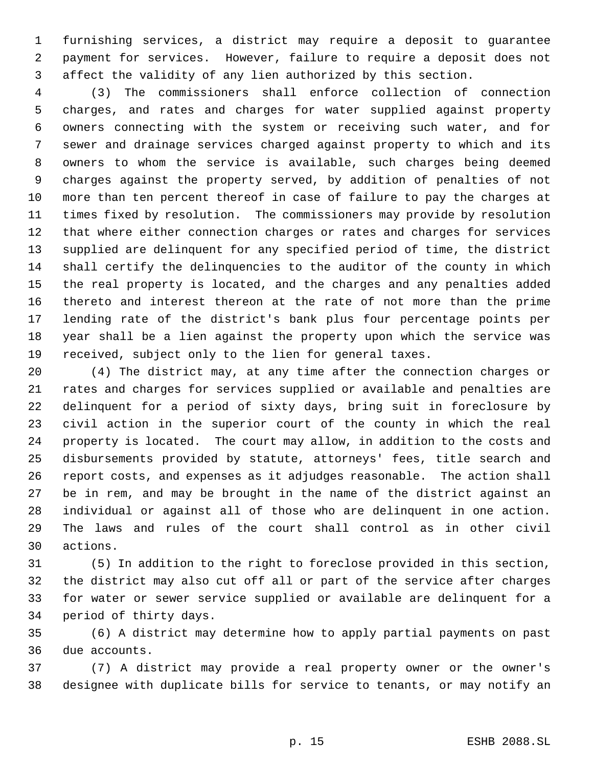furnishing services, a district may require a deposit to guarantee payment for services. However, failure to require a deposit does not affect the validity of any lien authorized by this section.

(3) The commissioners shall enforce collection of connection charges, and rates and charges for water supplied against property owners connecting with the system or receiving such water, and for sewer and drainage services charged against property to which and its owners to whom the service is available, such charges being deemed charges against the property served, by addition of penalties of not more than ten percent thereof in case of failure to pay the charges at times fixed by resolution. The commissioners may provide by resolution that where either connection charges or rates and charges for services supplied are delinquent for any specified period of time, the district shall certify the delinquencies to the auditor of the county in which the real property is located, and the charges and any penalties added thereto and interest thereon at the rate of not more than the prime lending rate of the district's bank plus four percentage points per year shall be a lien against the property upon which the service was received, subject only to the lien for general taxes.

(4) The district may, at any time after the connection charges or rates and charges for services supplied or available and penalties are delinquent for a period of sixty days, bring suit in foreclosure by civil action in the superior court of the county in which the real property is located. The court may allow, in addition to the costs and disbursements provided by statute, attorneys' fees, title search and report costs, and expenses as it adjudges reasonable. The action shall be in rem, and may be brought in the name of the district against an individual or against all of those who are delinquent in one action. The laws and rules of the court shall control as in other civil actions.

(5) In addition to the right to foreclose provided in this section, the district may also cut off all or part of the service after charges for water or sewer service supplied or available are delinquent for a period of thirty days.

(6) A district may determine how to apply partial payments on past due accounts.

(7) A district may provide a real property owner or the owner's designee with duplicate bills for service to tenants, or may notify an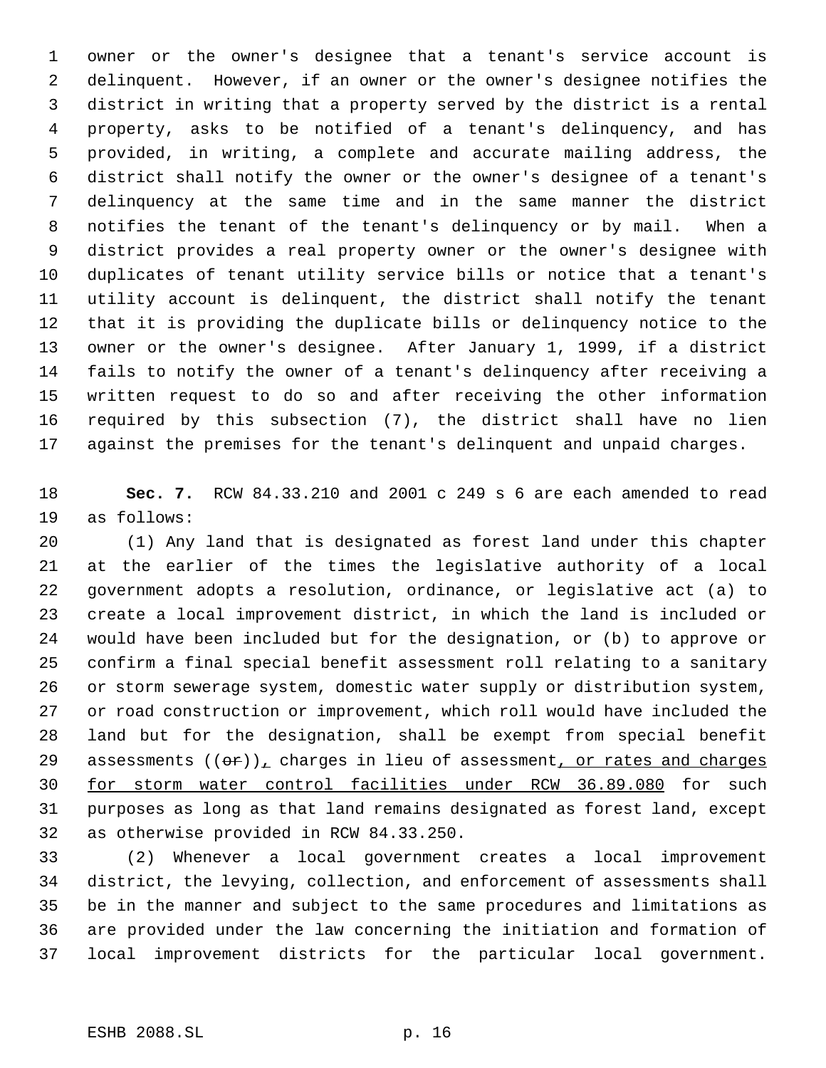owner or the owner's designee that a tenant's service account is delinquent. However, if an owner or the owner's designee notifies the district in writing that a property served by the district is a rental property, asks to be notified of a tenant's delinquency, and has provided, in writing, a complete and accurate mailing address, the district shall notify the owner or the owner's designee of a tenant's delinquency at the same time and in the same manner the district notifies the tenant of the tenant's delinquency or by mail. When a district provides a real property owner or the owner's designee with duplicates of tenant utility service bills or notice that a tenant's utility account is delinquent, the district shall notify the tenant that it is providing the duplicate bills or delinquency notice to the owner or the owner's designee. After January 1, 1999, if a district fails to notify the owner of a tenant's delinquency after receiving a written request to do so and after receiving the other information required by this subsection (7), the district shall have no lien against the premises for the tenant's delinquent and unpaid charges.

**Sec. 7.** RCW 84.33.210 and 2001 c 249 s 6 are each amended to read as follows:

(1) Any land that is designated as forest land under this chapter at the earlier of the times the legislative authority of a local government adopts a resolution, ordinance, or legislative act (a) to create a local improvement district, in which the land is included or would have been included but for the designation, or (b) to approve or confirm a final special benefit assessment roll relating to a sanitary or storm sewerage system, domestic water supply or distribution system, or road construction or improvement, which roll would have included the land but for the designation, shall be exempt from special benefit assessments ((~~or~~)), charges in lieu of assessment, or rates and charges for storm water control facilities under RCW 36.89.080 for such purposes as long as that land remains designated as forest land, except as otherwise provided in RCW 84.33.250.

(2) Whenever a local government creates a local improvement district, the levying, collection, and enforcement of assessments shall be in the manner and subject to the same procedures and limitations as are provided under the law concerning the initiation and formation of local improvement districts for the particular local government.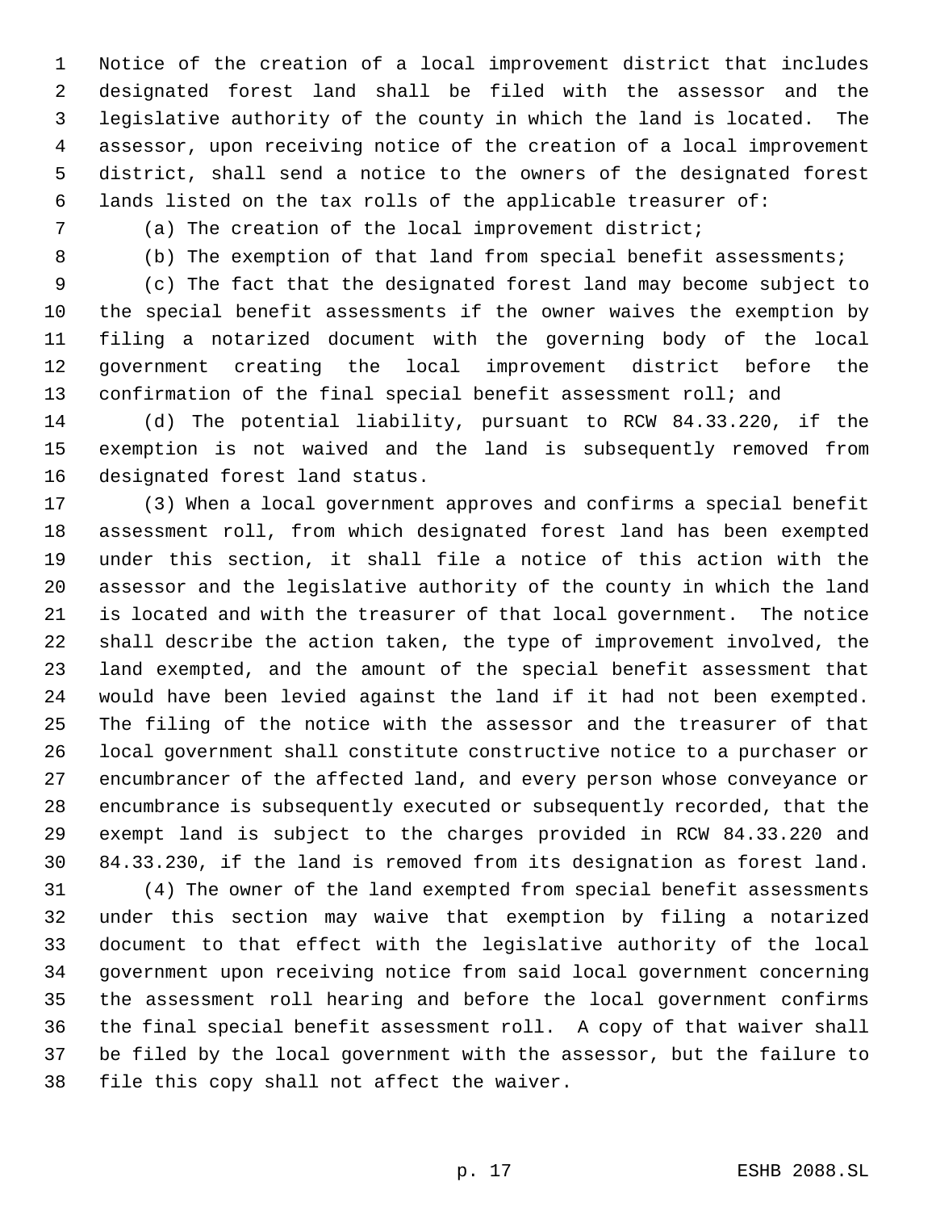Notice of the creation of a local improvement district that includes designated forest land shall be filed with the assessor and the legislative authority of the county in which the land is located. The assessor, upon receiving notice of the creation of a local improvement district, shall send a notice to the owners of the designated forest lands listed on the tax rolls of the applicable treasurer of:

(a) The creation of the local improvement district;

(b) The exemption of that land from special benefit assessments;

(c) The fact that the designated forest land may become subject to the special benefit assessments if the owner waives the exemption by filing a notarized document with the governing body of the local government creating the local improvement district before the confirmation of the final special benefit assessment roll; and

(d) The potential liability, pursuant to RCW 84.33.220, if the exemption is not waived and the land is subsequently removed from designated forest land status.

(3) When a local government approves and confirms a special benefit assessment roll, from which designated forest land has been exempted under this section, it shall file a notice of this action with the assessor and the legislative authority of the county in which the land is located and with the treasurer of that local government. The notice shall describe the action taken, the type of improvement involved, the land exempted, and the amount of the special benefit assessment that would have been levied against the land if it had not been exempted. The filing of the notice with the assessor and the treasurer of that local government shall constitute constructive notice to a purchaser or encumbrancer of the affected land, and every person whose conveyance or encumbrance is subsequently executed or subsequently recorded, that the exempt land is subject to the charges provided in RCW 84.33.220 and 84.33.230, if the land is removed from its designation as forest land.

(4) The owner of the land exempted from special benefit assessments under this section may waive that exemption by filing a notarized document to that effect with the legislative authority of the local government upon receiving notice from said local government concerning the assessment roll hearing and before the local government confirms the final special benefit assessment roll. A copy of that waiver shall be filed by the local government with the assessor, but the failure to file this copy shall not affect the waiver.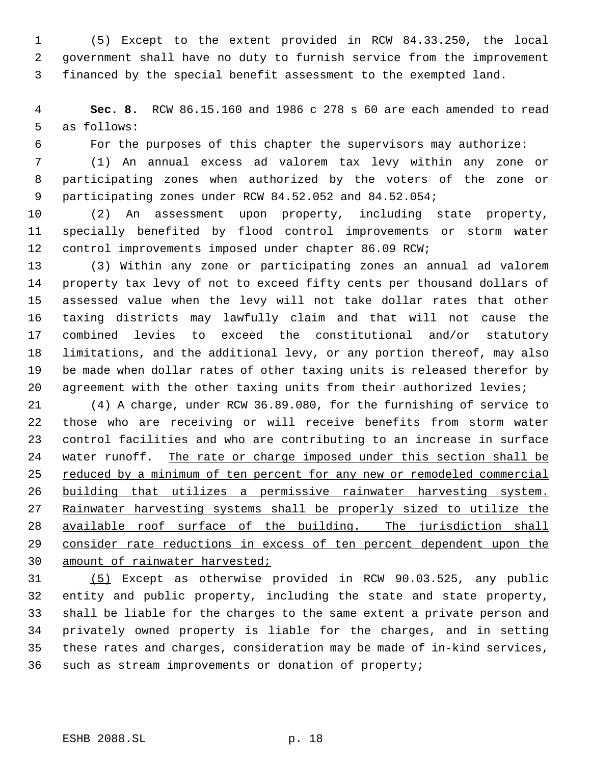(5) Except to the extent provided in RCW 84.33.250, the local government shall have no duty to furnish service from the improvement financed by the special benefit assessment to the exempted land.

**Sec. 8.** RCW 86.15.160 and 1986 c 278 s 60 are each amended to read as follows:

For the purposes of this chapter the supervisors may authorize:

(1) An annual excess ad valorem tax levy within any zone or participating zones when authorized by the voters of the zone or participating zones under RCW 84.52.052 and 84.52.054;

(2) An assessment upon property, including state property, specially benefited by flood control improvements or storm water control improvements imposed under chapter 86.09 RCW;

(3) Within any zone or participating zones an annual ad valorem property tax levy of not to exceed fifty cents per thousand dollars of assessed value when the levy will not take dollar rates that other taxing districts may lawfully claim and that will not cause the combined levies to exceed the constitutional and/or statutory limitations, and the additional levy, or any portion thereof, may also be made when dollar rates of other taxing units is released therefor by agreement with the other taxing units from their authorized levies;

(4) A charge, under RCW 36.89.080, for the furnishing of service to those who are receiving or will receive benefits from storm water control facilities and who are contributing to an increase in surface water runoff. <u>The rate or charge imposed under this section shall be reduced by a minimum of ten percent for any new or remodeled commercial building that utilizes a permissive rainwater harvesting system. Rainwater harvesting systems shall be properly sized to utilize the available roof surface of the building. The jurisdiction shall consider rate reductions in excess of ten percent dependent upon the amount of rainwater harvested;</u>

<u>(5)</u> Except as otherwise provided in RCW 90.03.525, any public entity and public property, including the state and state property, shall be liable for the charges to the same extent a private person and privately owned property is liable for the charges, and in setting these rates and charges, consideration may be made of in-kind services, such as stream improvements or donation of property;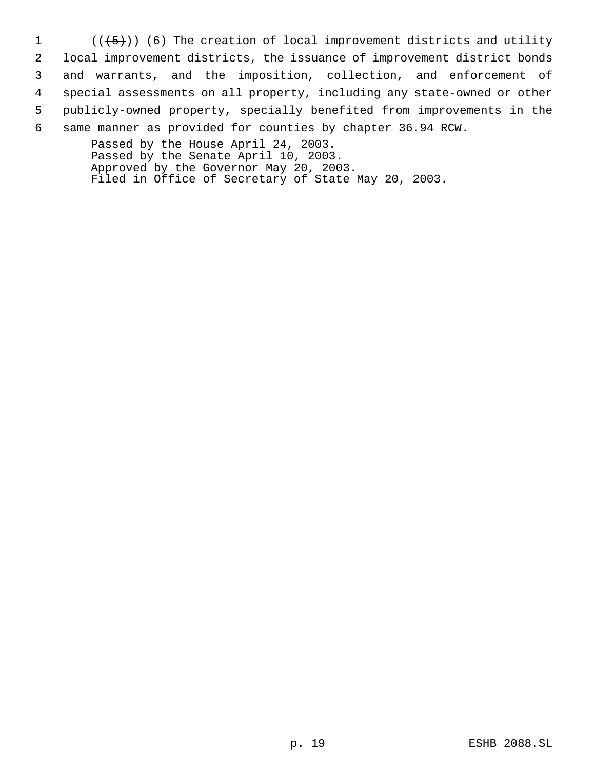((~~(5)~~)) <u>(6)</u> The creation of local improvement districts and utility local improvement districts, the issuance of improvement district bonds and warrants, and the imposition, collection, and enforcement of special assessments on all property, including any state-owned or other publicly-owned property, specially benefited from improvements in the same manner as provided for counties by chapter 36.94 RCW.

Passed by the House April 24, 2003.
Passed by the Senate April 10, 2003.
Approved by the Governor May 20, 2003.
Filed in Office of Secretary of State May 20, 2003.